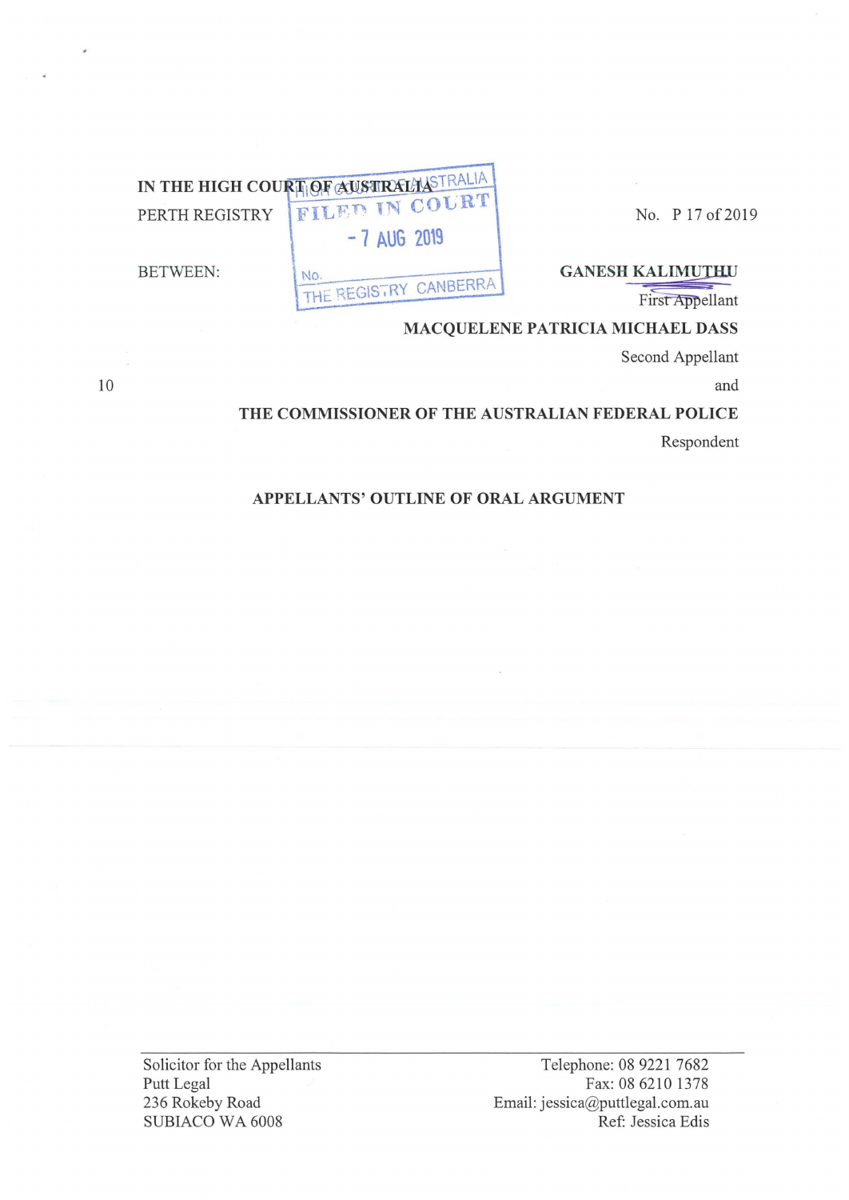**IN THE HIGH COURT OF AUSTRALIA**

PERTH REGISTRY

No. P 17 of 2019

HIGH COURT OF AUSTRALIA
FILED IN COURT
- 7 AUG 2019
No.
THE REGISTRY CANBERRA

BETWEEN:

**GANESH KALIMUTHU**

First Appellant

**MACQUELENE PATRICIA MICHAEL DASS**

Second Appellant

and

**THE COMMISSIONER OF THE AUSTRALIAN FEDERAL POLICE**

Respondent

**APPELLANTS' OUTLINE OF ORAL ARGUMENT**

| Solicitor for the Appellants | Telephone: 08 9221 7682 |
| --- | --- |
| Putt Legal | Fax: 08 6210 1378 |
| 236 Rokeby Road | Email: jessica@puttlegal.com.au |
| SUBIACO WA 6008 | Ref: Jessica Edis |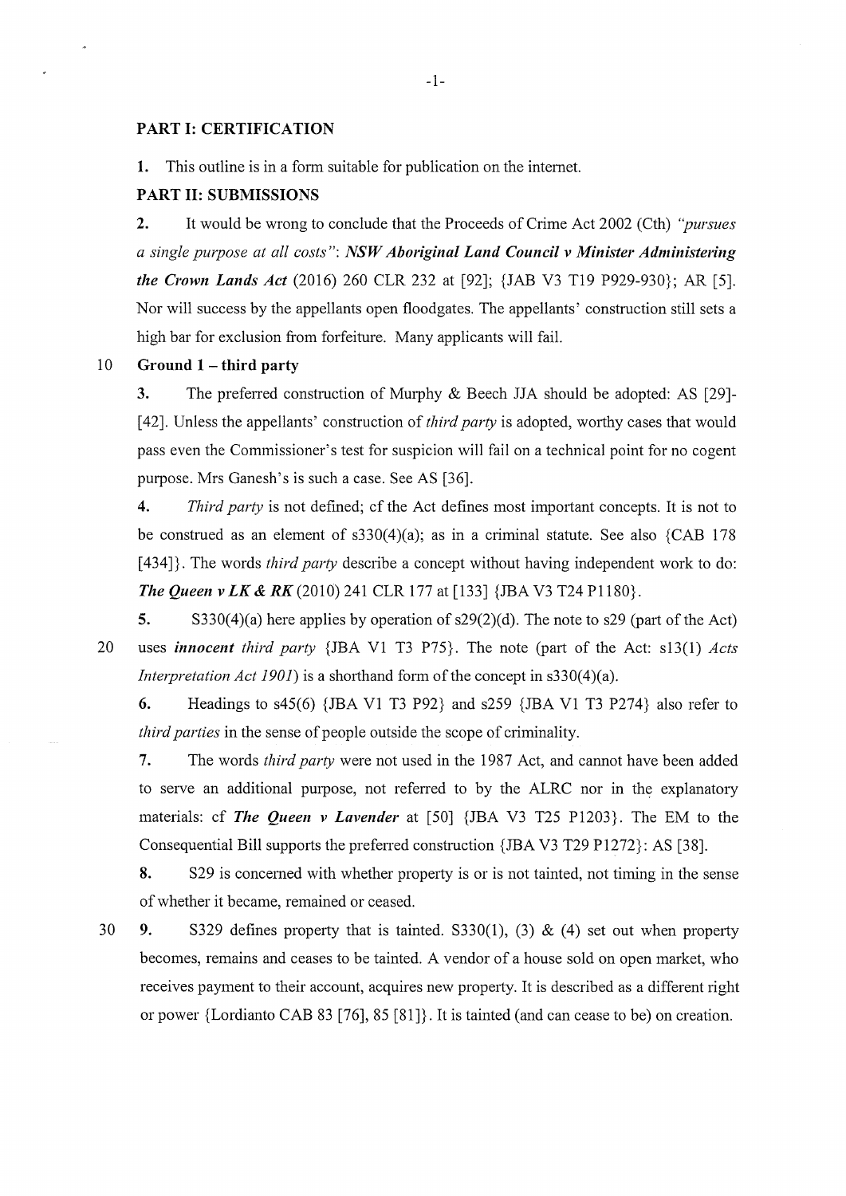## PART I: CERTIFICATION

**1.** This outline is in a form suitable for publication on the internet.

## PART II: SUBMISSIONS

**2.** It would be wrong to conclude that the Proceeds of Crime Act 2002 (Cth) *"pursues a single purpose at all costs"*: ***NSW Aboriginal Land Council v Minister Administering the Crown Lands Act*** (2016) 260 CLR 232 at [92]; {JAB V3 T19 P929-930}; AR [5]. Nor will success by the appellants open floodgates. The appellants' construction still sets a high bar for exclusion from forfeiture. Many applicants will fail.

### Ground 1 – third party

**3.** The preferred construction of Murphy & Beech JJA should be adopted: AS [29]-[42]. Unless the appellants' construction of *third party* is adopted, worthy cases that would pass even the Commissioner's test for suspicion will fail on a technical point for no cogent purpose. Mrs Ganesh's is such a case. See AS [36].

**4.** *Third party* is not defined; cf the Act defines most important concepts. It is not to be construed as an element of s330(4)(a); as in a criminal statute. See also {CAB 178 [434]}. The words *third party* describe a concept without having independent work to do: ***The Queen v LK & RK*** (2010) 241 CLR 177 at [133] {JBA V3 T24 P1180}.

**5.** S330(4)(a) here applies by operation of s29(2)(d). The note to s29 (part of the Act) uses ***innocent*** *third party* {JBA V1 T3 P75}. The note (part of the Act: s13(1) *Acts Interpretation Act 1901*) is a shorthand form of the concept in s330(4)(a).

**6.** Headings to s45(6) {JBA V1 T3 P92} and s259 {JBA V1 T3 P274} also refer to *third parties* in the sense of people outside the scope of criminality.

**7.** The words *third party* were not used in the 1987 Act, and cannot have been added to serve an additional purpose, not referred to by the ALRC nor in the explanatory materials: cf ***The Queen v Lavender*** at [50] {JBA V3 T25 P1203}. The EM to the Consequential Bill supports the preferred construction {JBA V3 T29 P1272}: AS [38].

**8.** S29 is concerned with whether property is or is not tainted, not timing in the sense of whether it became, remained or ceased.

**9.** S329 defines property that is tainted. S330(1), (3) & (4) set out when property becomes, remains and ceases to be tainted. A vendor of a house sold on open market, who receives payment to their account, acquires new property. It is described as a different right or power {Lordianto CAB 83 [76], 85 [81]}. It is tainted (and can cease to be) on creation.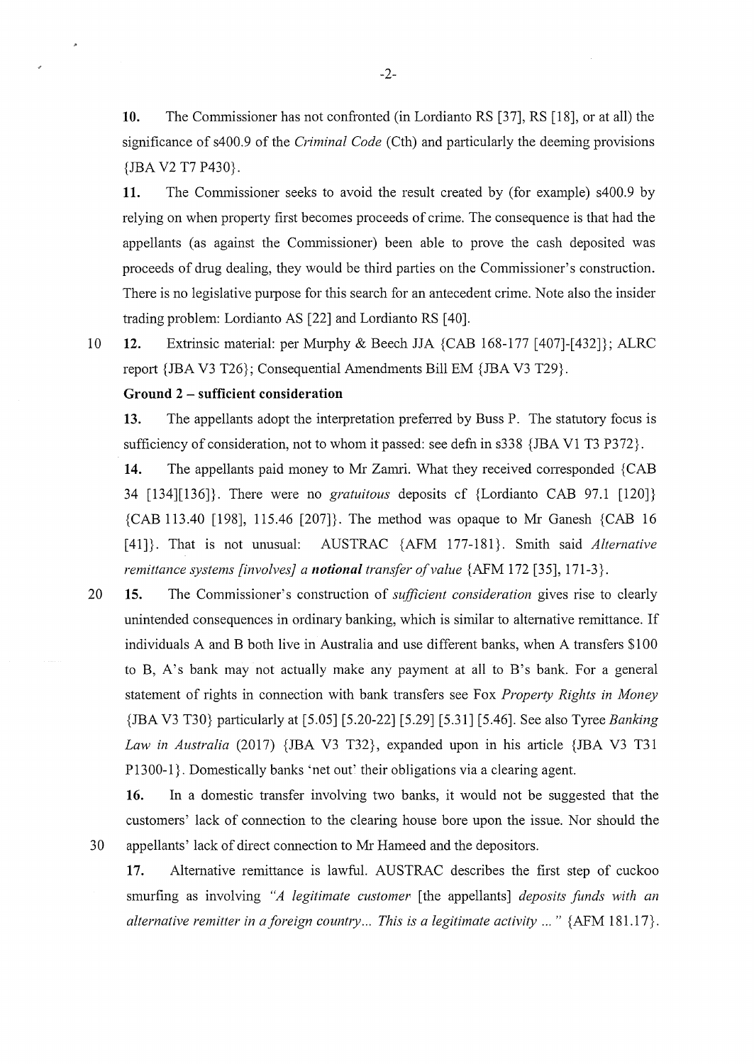**10.** The Commissioner has not confronted (in Lordianto RS [37], RS [18], or at all) the significance of s400.9 of the *Criminal Code* (Cth) and particularly the deeming provisions {JBA V2 T7 P430}.

**11.** The Commissioner seeks to avoid the result created by (for example) s400.9 by relying on when property first becomes proceeds of crime. The consequence is that had the appellants (as against the Commissioner) been able to prove the cash deposited was proceeds of drug dealing, they would be third parties on the Commissioner's construction. There is no legislative purpose for this search for an antecedent crime. Note also the insider trading problem: Lordianto AS [22] and Lordianto RS [40].

**12.** Extrinsic material: per Murphy & Beech JJA {CAB 168-177 [407]-[432]}; ALRC report {JBA V3 T26}; Consequential Amendments Bill EM {JBA V3 T29}.

**Ground 2 – sufficient consideration**

**13.** The appellants adopt the interpretation preferred by Buss P. The statutory focus is sufficiency of consideration, not to whom it passed: see defn in s338 {JBA V1 T3 P372}.

**14.** The appellants paid money to Mr Zamri. What they received corresponded {CAB 34 [134][136]}. There were no *gratuitous* deposits cf {Lordianto CAB 97.1 [120]} {CAB 113.40 [198], 115.46 [207]}. The method was opaque to Mr Ganesh {CAB 16 [41]}. That is not unusual: AUSTRAC {AFM 177-181}. Smith said *Alternative remittance systems [involves] a **notional** transfer of value* {AFM 172 [35], 171-3}.

**15.** The Commissioner's construction of *sufficient consideration* gives rise to clearly unintended consequences in ordinary banking, which is similar to alternative remittance. If individuals A and B both live in Australia and use different banks, when A transfers $100 to B, A's bank may not actually make any payment at all to B's bank. For a general statement of rights in connection with bank transfers see Fox *Property Rights in Money* {JBA V3 T30} particularly at [5.05] [5.20-22] [5.29] [5.31] [5.46]. See also Tyree *Banking Law in Australia* (2017) {JBA V3 T32}, expanded upon in his article {JBA V3 T31 P1300-1}. Domestically banks 'net out' their obligations via a clearing agent.

**16.** In a domestic transfer involving two banks, it would not be suggested that the customers' lack of connection to the clearing house bore upon the issue. Nor should the appellants' lack of direct connection to Mr Hameed and the depositors.

**17.** Alternative remittance is lawful. AUSTRAC describes the first step of cuckoo smurfing as involving *"A legitimate customer* [the appellants] *deposits funds with an alternative remitter in a foreign country... This is a legitimate activity ... "* {AFM 181.17}.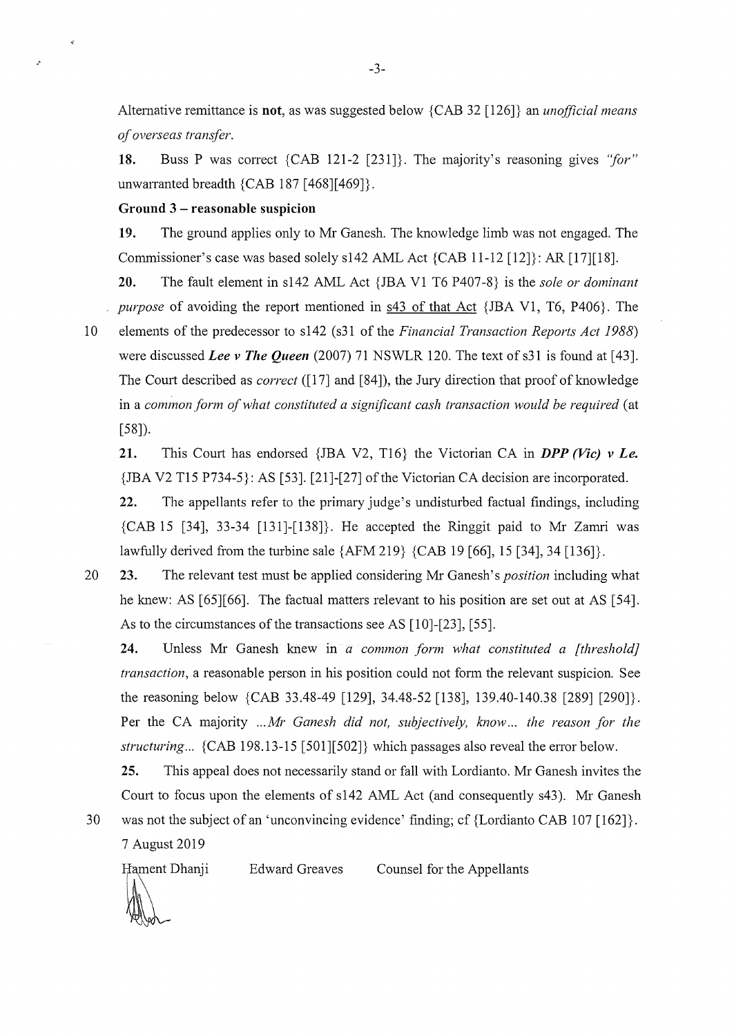Alternative remittance is **not**, as was suggested below {CAB 32 [126]} an *unofficial means of overseas transfer*.

**18.** Buss P was correct {CAB 121-2 [231]}. The majority's reasoning gives *"for"* unwarranted breadth {CAB 187 [468][469]}.

**Ground 3 – reasonable suspicion**

**19.** The ground applies only to Mr Ganesh. The knowledge limb was not engaged. The Commissioner's case was based solely s142 AML Act {CAB 11-12 [12]}: AR [17][18].

**20.** The fault element in s142 AML Act {JBA V1 T6 P407-8} is the *sole or dominant purpose* of avoiding the report mentioned in s43 of that Act {JBA V1, T6, P406}. The elements of the predecessor to s142 (s31 of the *Financial Transaction Reports Act 1988*) were discussed ***Lee v The Queen*** (2007) 71 NSWLR 120. The text of s31 is found at [43]. The Court described as *correct* ([17] and [84]), the Jury direction that proof of knowledge in a *common form of what constituted a significant cash transaction would be required* (at [58]).

**21.** This Court has endorsed {JBA V2, T16} the Victorian CA in ***DPP (Vic) v Le.*** {JBA V2 T15 P734-5}: AS [53]. [21]-[27] of the Victorian CA decision are incorporated.

**22.** The appellants refer to the primary judge's undisturbed factual findings, including {CAB 15 [34], 33-34 [131]-[138]}. He accepted the Ringgit paid to Mr Zamri was lawfully derived from the turbine sale {AFM 219} {CAB 19 [66], 15 [34], 34 [136]}.

**23.** The relevant test must be applied considering Mr Ganesh's *position* including what he knew: AS [65][66]. The factual matters relevant to his position are set out at AS [54]. As to the circumstances of the transactions see AS [10]-[23], [55].

**24.** Unless Mr Ganesh knew in *a common form what constituted a [threshold] transaction*, a reasonable person in his position could not form the relevant suspicion. See the reasoning below {CAB 33.48-49 [129], 34.48-52 [138], 139.40-140.38 [289] [290]}. Per the CA majority *...Mr Ganesh did not, subjectively, know... the reason for the structuring...* {CAB 198.13-15 [501][502]} which passages also reveal the error below.

**25.** This appeal does not necessarily stand or fall with Lordianto. Mr Ganesh invites the Court to focus upon the elements of s142 AML Act (and consequently s43). Mr Ganesh was not the subject of an 'unconvincing evidence' finding; cf {Lordianto CAB 107 [162]}.

7 August 2019

Hament Dhanji Edward Greaves Counsel for the Appellants